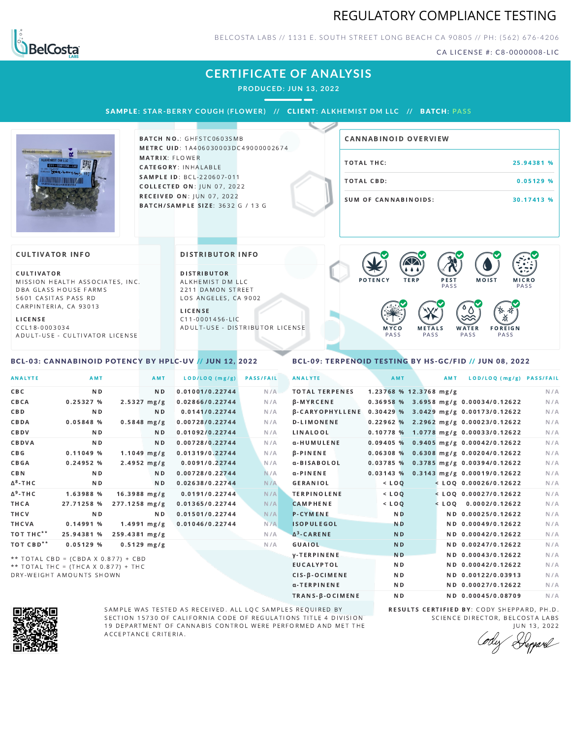# REGULATORY COMPLIANCE TESTING

BELCOSTA LABS // 1131 E. SOUTH STREET LONG BEACH CA 90805 // PH: (562) 676-4206

CA LICENSE #: C8-0000008-LIC

## CERTIFICATE OF ANALYSIS

**PRODUCED: JUN 13, 2022**

**SAMPLE:** STAR-BERRY COUGH (FLOWER) // **CLIENT:** ALKHEMIST DM LLC // **BATCH:** PASS

**BATCH NO.:** GHFSTC0603SMB
**METRC UID:** 1A406030003DC49000002674
**MATRIX:** FLOWER
**CATEGORY:** INHALABLE
**SAMPLE ID:** BCL-220607-011
**COLLECTED ON:** JUN 07, 2022
**RECEIVED ON:** JUN 07, 2022
**BATCH/SAMPLE SIZE:** 3632 G / 13 G

### CANNABINOID OVERVIEW

| | |
|---|---|
| TOTAL THC: | 25.94381 % |
| TOTAL CBD: | 0.05129 % |
| SUM OF CANNABINOIDS: | 30.17413 % |

### CULTIVATOR INFO

**CULTIVATOR**
MISSION HEALTH ASSOCIATES, INC.
DBA GLASS HOUSE FARMS
5601 CASITAS PASS RD
CARPINTERIA, CA 93013

**LICENSE**
CCL18-0003034
ADULT-USE - CULTIVATOR LICENSE

### DISTRIBUTOR INFO

**DISTRIBUTOR**
ALKHEMIST DM LLC
2211 DAMON STREET
LOS ANGELES, CA 9002

**LICENSE**
C11-0001456-LIC
ADULT-USE - DISTRIBUTOR LICENSE

POTENCY | TERP | PEST PASS | MOIST | MICRO PASS | MYCO PASS | METALS PASS | WATER PASS | FOREIGN PASS

### BCL-03: CANNABINOID POTENCY BY HPLC-UV // JUN 12, 2022

| ANALYTE | AMT | AMT | LOD/LOQ (mg/g) | PASS/FAIL |
|---|---|---|---|---|
| CBC | ND | ND | 0.01001/0.22744 | N/A |
| CBCA | 0.25327 % | 2.5327 mg/g | 0.02866/0.22744 | N/A |
| CBD | ND | ND | 0.0141/0.22744 | N/A |
| CBDA | 0.05848 % | 0.5848 mg/g | 0.00728/0.22744 | N/A |
| CBDV | ND | ND | 0.01092/0.22744 | N/A |
| CBDVA | ND | ND | 0.00728/0.22744 | N/A |
| CBG | 0.11049 % | 1.1049 mg/g | 0.01319/0.22744 | N/A |
| CBGA | 0.24952 % | 2.4952 mg/g | 0.0091/0.22744 | N/A |
| CBN | ND | ND | 0.00728/0.22744 | N/A |
| $\Delta^8$-THC | ND | ND | 0.02638/0.22744 | N/A |
| $\Delta^9$-THC | 1.63988 % | 16.3988 mg/g | 0.0191/0.22744 | N/A |
| THCA | 27.71258 % | 277.1258 mg/g | 0.01365/0.22744 | N/A |
| THCV | ND | ND | 0.01501/0.22744 | N/A |
| THCVA | 0.14991 % | 1.4991 mg/g | 0.01046/0.22744 | N/A |
| TOT THC** | 25.94381 % | 259.4381 mg/g | | N/A |
| TOT CBD** | 0.05129 % | 0.5129 mg/g | | N/A |

** TOTAL CBD = (CBDA X 0.877) + CBD
** TOTAL THC = (THCA X 0.877) + THC
DRY-WEIGHT AMOUNTS SHOWN

### BCL-09: TERPENOID TESTING BY HS-GC/FID // JUN 08, 2022

| ANALYTE | AMT | AMT | LOD/LOQ (mg/g) | PASS/FAIL |
|---|---|---|---|---|
| TOTAL TERPENES | 1.23768 % | 12.3768 mg/g | | N/A |
| β-MYRCENE | 0.36958 % | 3.6958 mg/g | 0.00034/0.12622 | N/A |
| β-CARYOPHYLLENE | 0.30429 % | 3.0429 mg/g | 0.00173/0.12622 | N/A |
| D-LIMONENE | 0.22962 % | 2.2962 mg/g | 0.00023/0.12622 | N/A |
| LINALOOL | 0.10778 % | 1.0778 mg/g | 0.00033/0.12622 | N/A |
| α-HUMULENE | 0.09405 % | 0.9405 mg/g | 0.00042/0.12622 | N/A |
| β-PINENE | 0.06308 % | 0.6308 mg/g | 0.00204/0.12622 | N/A |
| α-BISABOLOL | 0.03785 % | 0.3785 mg/g | 0.00394/0.12622 | N/A |
| α-PINENE | 0.03143 % | 0.3143 mg/g | 0.00019/0.12622 | N/A |
| GERANIOL | < LOQ | < LOQ | 0.00026/0.12622 | N/A |
| TERPINOLENE | < LOQ | < LOQ | 0.00027/0.12622 | N/A |
| CAMPHENE | < LOQ | < LOQ | 0.0002/0.12622 | N/A |
| P-CYMENE | ND | ND | 0.00025/0.12622 | N/A |
| ISOPULEGOL | ND | ND | 0.00049/0.12622 | N/A |
| $\Delta^3$-CARENE | ND | ND | 0.00042/0.12622 | N/A |
| GUAIOL | ND | ND | 0.00247/0.12622 | N/A |
| γ-TERPINENE | ND | ND | 0.00043/0.12622 | N/A |
| EUCALYPTOL | ND | ND | 0.00042/0.12622 | N/A |
| CIS-β-OCIMENE | ND | ND | 0.00122/0.03913 | N/A |
| α-TERPINENE | ND | ND | 0.00027/0.12622 | N/A |
| TRANS-β-OCIMENE | ND | ND | 0.00045/0.08709 | N/A |

SAMPLE WAS TESTED AS RECEIVED. ALL LQC SAMPLES REQUIRED BY SECTION 15730 OF CALIFORNIA CODE OF REGULATIONS TITLE 4 DIVISION 19 DEPARTMENT OF CANNABIS CONTROL WERE PERFORMED AND MET THE ACCEPTANCE CRITERIA.

**RESULTS CERTIFIED BY:** CODY SHEPPARD, PH.D.
SCIENCE DIRECTOR, BELCOSTA LABS
JUN 13, 2022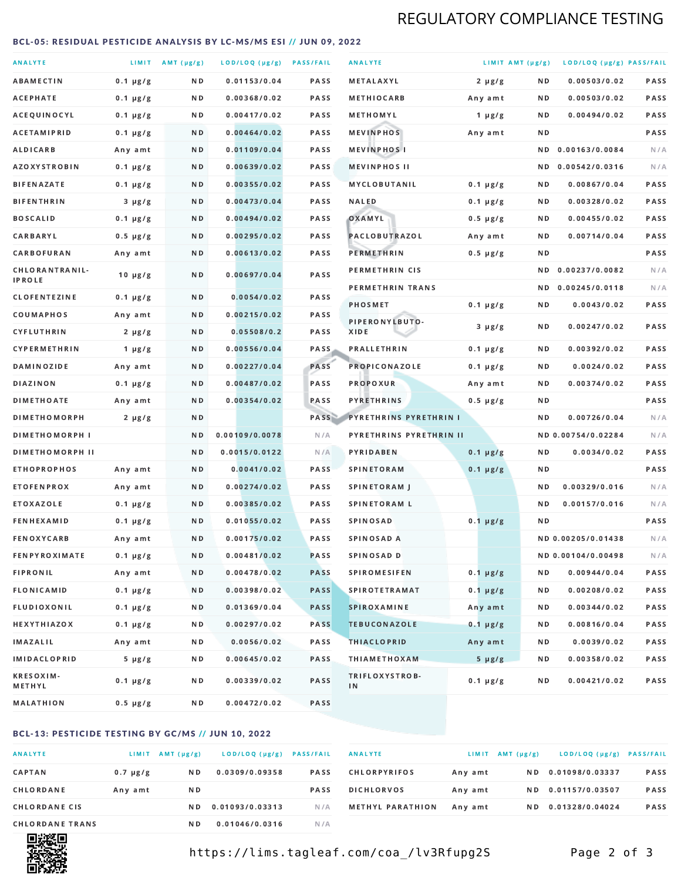## BCL-05: RESIDUAL PESTICIDE ANALYSIS BY LC-MS/MS ESI // JUN 09, 2022

| ANALYTE | LIMIT | AMT (μg/g) | LOD/LOQ (μg/g) | PASS/FAIL |
|---|---|---|---|---|
| ABAMECTIN | 0.1 μg/g | ND | 0.01153/0.04 | PASS |
| ACEPHATE | 0.1 μg/g | ND | 0.00368/0.02 | PASS |
| ACEQUINOCYL | 0.1 μg/g | ND | 0.00417/0.02 | PASS |
| ACETAMIPRID | 0.1 μg/g | ND | 0.00464/0.02 | PASS |
| ALDICARB | Any amt | ND | 0.01109/0.04 | PASS |
| AZOXYSTROBIN | 0.1 μg/g | ND | 0.00639/0.02 | PASS |
| BIFENAZATE | 0.1 μg/g | ND | 0.00355/0.02 | PASS |
| BIFENTHRIN | 3 μg/g | ND | 0.00473/0.04 | PASS |
| BOSCALID | 0.1 μg/g | ND | 0.00494/0.02 | PASS |
| CARBARYL | 0.5 μg/g | ND | 0.00295/0.02 | PASS |
| CARBOFURAN | Any amt | ND | 0.00613/0.02 | PASS |
| CHLORANTRANILIPROLE | 10 μg/g | ND | 0.00697/0.04 | PASS |
| CLOFENTEZINE | 0.1 μg/g | ND | 0.0054/0.02 | PASS |
| COUMAPHOS | Any amt | ND | 0.00215/0.02 | PASS |
| CYFLUTHRIN | 2 μg/g | ND | 0.05508/0.2 | PASS |
| CYPERMETHRIN | 1 μg/g | ND | 0.00556/0.04 | PASS |
| DAMINOZIDE | Any amt | ND | 0.00227/0.04 | PASS |
| DIAZINON | 0.1 μg/g | ND | 0.00487/0.02 | PASS |
| DIMETHOATE | Any amt | ND | 0.00354/0.02 | PASS |
| DIMETHOMORPH | 2 μg/g | ND | | PASS |
| DIMETHOMORPH I | | ND | 0.00109/0.0078 | N/A |
| DIMETHOMORPH II | | ND | 0.0015/0.0122 | N/A |
| ETHOPROPHOS | Any amt | ND | 0.0041/0.02 | PASS |
| ETOFENPROX | Any amt | ND | 0.00274/0.02 | PASS |
| ETOXAZOLE | 0.1 μg/g | ND | 0.00385/0.02 | PASS |
| FENHEXAMID | 0.1 μg/g | ND | 0.01055/0.02 | PASS |
| FENOXYCARB | Any amt | ND | 0.00175/0.02 | PASS |
| FENPYROXIMATE | 0.1 μg/g | ND | 0.00481/0.02 | PASS |
| FIPRONIL | Any amt | ND | 0.00478/0.02 | PASS |
| FLONICAMID | 0.1 μg/g | ND | 0.00398/0.02 | PASS |
| FLUDIOXONIL | 0.1 μg/g | ND | 0.01369/0.04 | PASS |
| HEXYTHIAZOX | 0.1 μg/g | ND | 0.00297/0.02 | PASS |
| IMAZALIL | Any amt | ND | 0.0056/0.02 | PASS |
| IMIDACLOPRID | 5 μg/g | ND | 0.00645/0.02 | PASS |
| KRESOXIM-METHYL | 0.1 μg/g | ND | 0.00339/0.02 | PASS |
| MALATHION | 0.5 μg/g | ND | 0.00472/0.02 | PASS |
| METALAXYL | 2 μg/g | ND | 0.00503/0.02 | PASS |
| METHIOCARB | Any amt | ND | 0.00503/0.02 | PASS |
| METHOMYL | 1 μg/g | ND | 0.00494/0.02 | PASS |
| MEVINPHOS | Any amt | ND | | PASS |
| MEVINPHOS I | | ND | 0.00163/0.0084 | N/A |
| MEVINPHOS II | | ND | 0.00542/0.0316 | N/A |
| MYCLOBUTANIL | 0.1 μg/g | ND | 0.00867/0.04 | PASS |
| NALED | 0.1 μg/g | ND | 0.00328/0.02 | PASS |
| OXAMYL | 0.5 μg/g | ND | 0.00455/0.02 | PASS |
| PACLOBUTRAZOL | Any amt | ND | 0.00714/0.04 | PASS |
| PERMETHRIN | 0.5 μg/g | ND | | PASS |
| PERMETHRIN CIS | | ND | 0.00237/0.0082 | N/A |
| PERMETHRIN TRANS | | ND | 0.00245/0.0118 | N/A |
| PHOSMET | 0.1 μg/g | ND | 0.0043/0.02 | PASS |
| PIPERONYLBUTOXIDE | 3 μg/g | ND | 0.00247/0.02 | PASS |
| PRALLETHRIN | 0.1 μg/g | ND | 0.00392/0.02 | PASS |
| PROPICONAZOLE | 0.1 μg/g | ND | 0.0024/0.02 | PASS |
| PROPOXUR | Any amt | ND | 0.00374/0.02 | PASS |
| PYRETHRINS | 0.5 μg/g | ND | | PASS |
| PYRETHRINS PYRETHRIN I | | ND | 0.00726/0.04 | N/A |
| PYRETHRINS PYRETHRIN II | | ND | 0.00754/0.02284 | N/A |
| PYRIDABEN | 0.1 μg/g | ND | 0.0034/0.02 | PASS |
| SPINETORAM | 0.1 μg/g | ND | | PASS |
| SPINETORAM J | | ND | 0.00329/0.016 | N/A |
| SPINETORAM L | | ND | 0.00157/0.016 | N/A |
| SPINOSAD | 0.1 μg/g | ND | | PASS |
| SPINOSAD A | | ND | 0.00205/0.01438 | N/A |
| SPINOSAD D | | ND | 0.00104/0.00498 | N/A |
| SPIROMESIFEN | 0.1 μg/g | ND | 0.00944/0.04 | PASS |
| SPIROTETRAMAT | 0.1 μg/g | ND | 0.00208/0.02 | PASS |
| SPIROXAMINE | Any amt | ND | 0.00344/0.02 | PASS |
| TEBUCONAZOLE | 0.1 μg/g | ND | 0.00816/0.04 | PASS |
| THIACLOPRID | Any amt | ND | 0.0039/0.02 | PASS |
| THIAMETHOXAM | 5 μg/g | ND | 0.00358/0.02 | PASS |
| TRIFLOXYSTROBIN | 0.1 μg/g | ND | 0.00421/0.02 | PASS |

## BCL-13: PESTICIDE TESTING BY GC/MS // JUN 10, 2022

| ANALYTE | LIMIT | AMT (μg/g) | LOD/LOQ (μg/g) | PASS/FAIL |
|---|---|---|---|---|
| CAPTAN | 0.7 μg/g | ND | 0.0309/0.09358 | PASS |
| CHLORDANE | Any amt | ND | | PASS |
| CHLORDANE CIS | | ND | 0.01093/0.03313 | N/A |
| CHLORDANE TRANS | | ND | 0.01046/0.0316 | N/A |
| CHLORPYRIFOS | Any amt | ND | 0.01098/0.03337 | PASS |
| DICHLORVOS | Any amt | ND | 0.01157/0.03507 | PASS |
| METHYL PARATHION | Any amt | ND | 0.01328/0.04024 | PASS |

https://lims.tagleaf.com/coa_/lv3Rfupg2S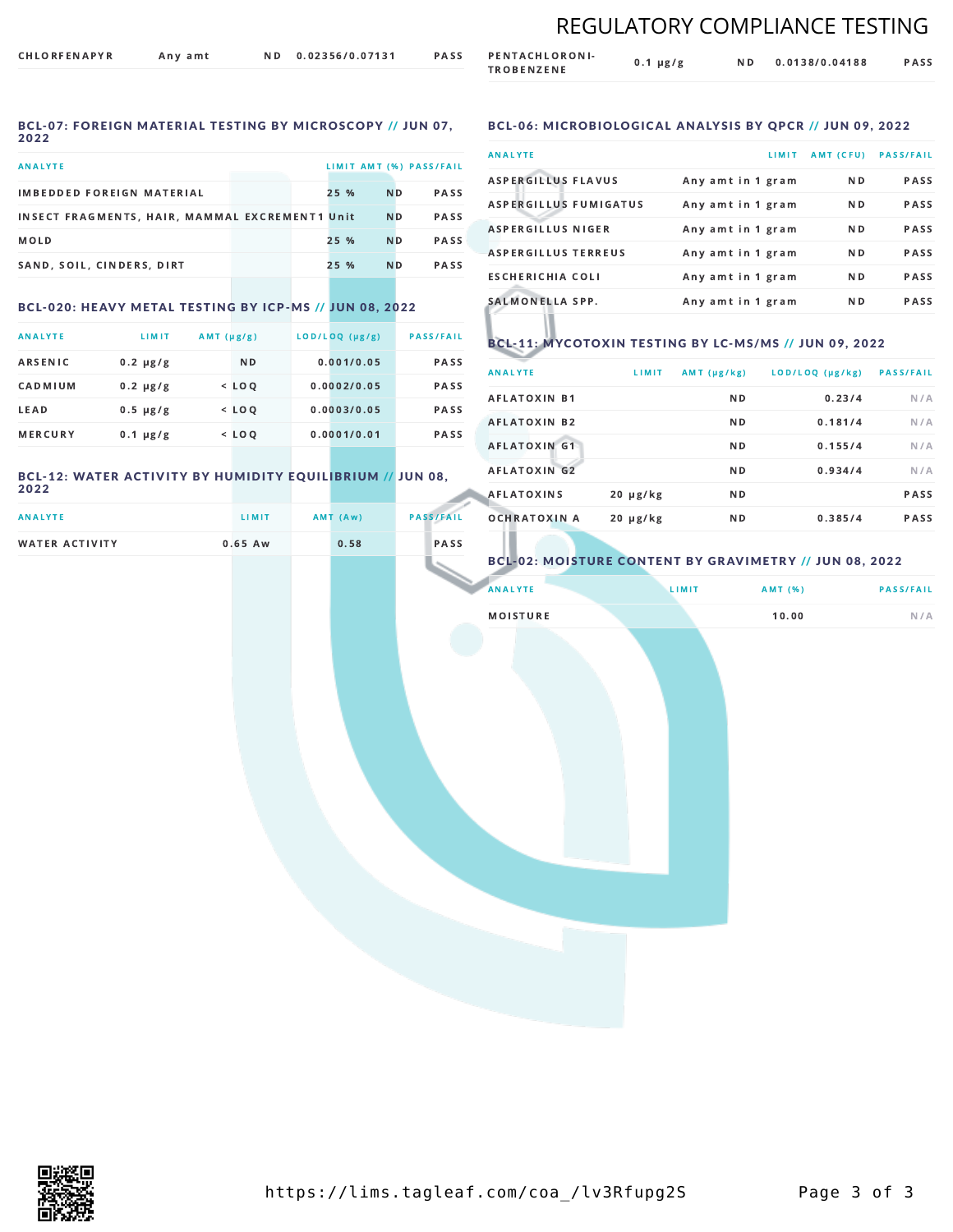# REGULATORY COMPLIANCE TESTING

| | | | | |
|---|---|---|---|---|
| CHLORFENAPYR | Any amt | ND | 0.02356/0.07131 | PASS |
| PENTACHLORONITROBENZENE | 0.1 µg/g | ND | 0.0138/0.04188 | PASS |

## BCL-07: FOREIGN MATERIAL TESTING BY MICROSCOPY // JUN 07, 2022

| ANALYTE | LIMIT | AMT (%) | PASS/FAIL |
|---|---|---|---|
| IMBEDDED FOREIGN MATERIAL | 25 % | ND | PASS |
| INSECT FRAGMENTS, HAIR, MAMMAL EXCREMENT | 1 Unit | ND | PASS |
| MOLD | 25 % | ND | PASS |
| SAND, SOIL, CINDERS, DIRT | 25 % | ND | PASS |

## BCL-020: HEAVY METAL TESTING BY ICP-MS // JUN 08, 2022

| ANALYTE | LIMIT | AMT (µg/g) | LOD/LOQ (µg/g) | PASS/FAIL |
|---|---|---|---|---|
| ARSENIC | 0.2 µg/g | ND | 0.001/0.05 | PASS |
| CADMIUM | 0.2 µg/g | < LOQ | 0.0002/0.05 | PASS |
| LEAD | 0.5 µg/g | < LOQ | 0.0003/0.05 | PASS |
| MERCURY | 0.1 µg/g | < LOQ | 0.0001/0.01 | PASS |

## BCL-12: WATER ACTIVITY BY HUMIDITY EQUILIBRIUM // JUN 08, 2022

| ANALYTE | LIMIT | AMT (Aw) | PASS/FAIL |
|---|---|---|---|
| WATER ACTIVITY | 0.65 Aw | 0.58 | PASS |

## BCL-06: MICROBIOLOGICAL ANALYSIS BY QPCR // JUN 09, 2022

| ANALYTE | LIMIT | AMT (CFU) | PASS/FAIL |
|---|---|---|---|
| ASPERGILLUS FLAVUS | Any amt in 1 gram | ND | PASS |
| ASPERGILLUS FUMIGATUS | Any amt in 1 gram | ND | PASS |
| ASPERGILLUS NIGER | Any amt in 1 gram | ND | PASS |
| ASPERGILLUS TERREUS | Any amt in 1 gram | ND | PASS |
| ESCHERICHIA COLI | Any amt in 1 gram | ND | PASS |
| SALMONELLA SPP. | Any amt in 1 gram | ND | PASS |

## BCL-11: MYCOTOXIN TESTING BY LC-MS/MS // JUN 09, 2022

| ANALYTE | LIMIT | AMT (µg/kg) | LOD/LOQ (µg/kg) | PASS/FAIL |
|---|---|---|---|---|
| AFLATOXIN B1 | | ND | 0.23/4 | N/A |
| AFLATOXIN B2 | | ND | 0.181/4 | N/A |
| AFLATOXIN G1 | | ND | 0.155/4 | N/A |
| AFLATOXIN G2 | | ND | 0.934/4 | N/A |
| AFLATOXINS | 20 µg/kg | ND | | PASS |
| OCHRATOXIN A | 20 µg/kg | ND | 0.385/4 | PASS |

## BCL-02: MOISTURE CONTENT BY GRAVIMETRY // JUN 08, 2022

| ANALYTE | LIMIT | AMT (%) | PASS/FAIL |
|---|---|---|---|
| MOISTURE | | 10.00 | N/A |

https://lims.tagleaf.com/coa_/lv3Rfupg2S